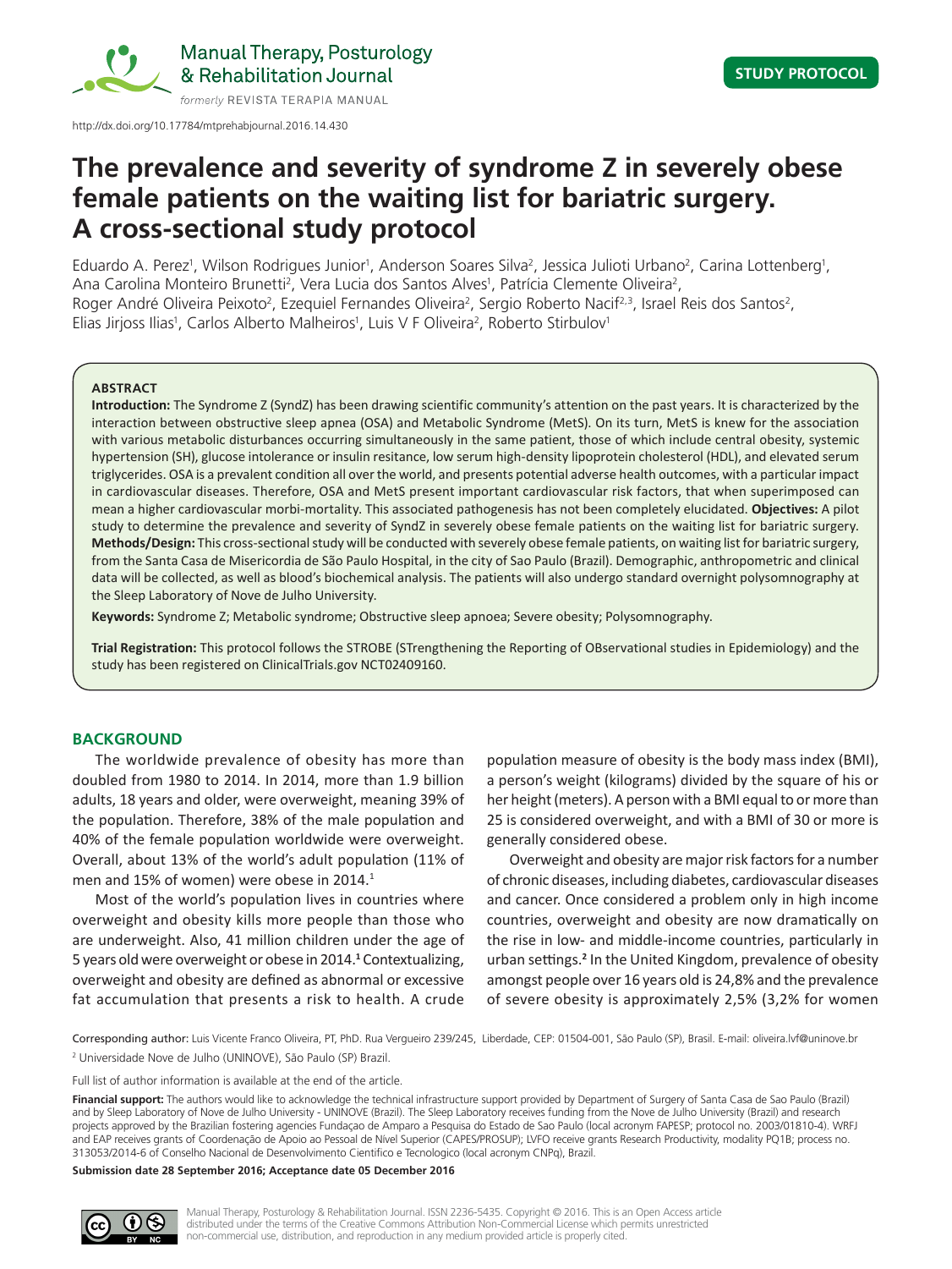STUDY PROTOCOL

http://dx.doi.org/10.17784/mtprehabjournal.2016.14.430

# The prevalence and severity of syndrome Z in severely obese female patients on the waiting list for bariatric surgery. A cross-sectional study protocol

Eduardo A. Perez[1], Wilson Rodrigues Junior[1], Anderson Soares Silva[2], Jessica Julioti Urbano[2], Carina Lottenberg[1], Ana Carolina Monteiro Brunetti[2], Vera Lucia dos Santos Alves[1], Patrícia Clemente Oliveira[2], Roger André Oliveira Peixoto[2], Ezequiel Fernandes Oliveira[2], Sergio Roberto Nacif[2,3], Israel Reis dos Santos[2], Elias Jirjoss Ilias[1], Carlos Alberto Malheiros[1], Luis V F Oliveira[2], Roberto Stirbulov[1]

**ABSTRACT**

**Introduction:** The Syndrome Z (SyndZ) has been drawing scientific community's attention on the past years. It is characterized by the interaction between obstructive sleep apnea (OSA) and Metabolic Syndrome (MetS). On its turn, MetS is knew for the association with various metabolic disturbances occurring simultaneously in the same patient, those of which include central obesity, systemic hypertension (SH), glucose intolerance or insulin resitance, low serum high-density lipoprotein cholesterol (HDL), and elevated serum triglycerides. OSA is a prevalent condition all over the world, and presents potential adverse health outcomes, with a particular impact in cardiovascular diseases. Therefore, OSA and MetS present important cardiovascular risk factors, that when superimposed can mean a higher cardiovascular morbi-mortality. This associated pathogenesis has not been completely elucidated. **Objectives:** A pilot study to determine the prevalence and severity of SyndZ in severely obese female patients on the waiting list for bariatric surgery. **Methods/Design:** This cross-sectional study will be conducted with severely obese female patients, on waiting list for bariatric surgery, from the Santa Casa de Misericordia de São Paulo Hospital, in the city of Sao Paulo (Brazil). Demographic, anthropometric and clinical data will be collected, as well as blood's biochemical analysis. The patients will also undergo standard overnight polysomnography at the Sleep Laboratory of Nove de Julho University.

**Keywords:** Syndrome Z; Metabolic syndrome; Obstructive sleep apnoea; Severe obesity; Polysomnography.

**Trial Registration:** This protocol follows the STROBE (STrengthening the Reporting of OBservational studies in Epidemiology) and the study has been registered on ClinicalTrials.gov NCT02409160.

## BACKGROUND

The worldwide prevalence of obesity has more than doubled from 1980 to 2014. In 2014, more than 1.9 billion adults, 18 years and older, were overweight, meaning 39% of the population. Therefore, 38% of the male population and 40% of the female population worldwide were overweight. Overall, about 13% of the world's adult population (11% of men and 15% of women) were obese in 2014.[1]

Most of the world's population lives in countries where overweight and obesity kills more people than those who are underweight. Also, 41 million children under the age of 5 years old were overweight or obese in 2014.[1] Contextualizing, overweight and obesity are defined as abnormal or excessive fat accumulation that presents a risk to health. A crude population measure of obesity is the body mass index (BMI), a person's weight (kilograms) divided by the square of his or her height (meters). A person with a BMI equal to or more than 25 is considered overweight, and with a BMI of 30 or more is generally considered obese.

Overweight and obesity are major risk factors for a number of chronic diseases, including diabetes, cardiovascular diseases and cancer. Once considered a problem only in high income countries, overweight and obesity are now dramatically on the rise in low- and middle-income countries, particularly in urban settings.[2] In the United Kingdom, prevalence of obesity amongst people over 16 years old is 24,8% and the prevalence of severe obesity is approximately 2,5% (3,2% for women

Corresponding author: Luis Vicente Franco Oliveira, PT, PhD. Rua Vergueiro 239/245, Liberdade, CEP: 01504-001, São Paulo (SP), Brasil. E-mail: oliveira.lvf@uninove.br

[2] Universidade Nove de Julho (UNINOVE), São Paulo (SP) Brazil.

Full list of author information is available at the end of the article.

**Financial support:** The authors would like to acknowledge the technical infrastructure support provided by Department of Surgery of Santa Casa de Sao Paulo (Brazil) and by Sleep Laboratory of Nove de Julho University - UNINOVE (Brazil). The Sleep Laboratory receives funding from the Nove de Julho University (Brazil) and research projects approved by the Brazilian fostering agencies Fundaçao de Amparo a Pesquisa do Estado de Sao Paulo (local acronym FAPESP; protocol no. 2003/01810-4). WRFJ and EAP receives grants of Coordenação de Apoio ao Pessoal de Nível Superior (CAPES/PROSUP); LVFO receive grants Research Productivity, modality PQ1B; process no. 313053/2014-6 of Conselho Nacional de Desenvolvimento Cientifico e Tecnologico (local acronym CNPq), Brazil.

**Submission date 28 September 2016; Acceptance date 05 December 2016**

Manual Therapy, Posturology & Rehabilitation Journal. ISSN 2236-5435. Copyright © 2016. This is an Open Access article distributed under the terms of the Creative Commons Attribution Non-Commercial License which permits unrestricted non-commercial use, distribution, and reproduction in any medium provided article is properly cited.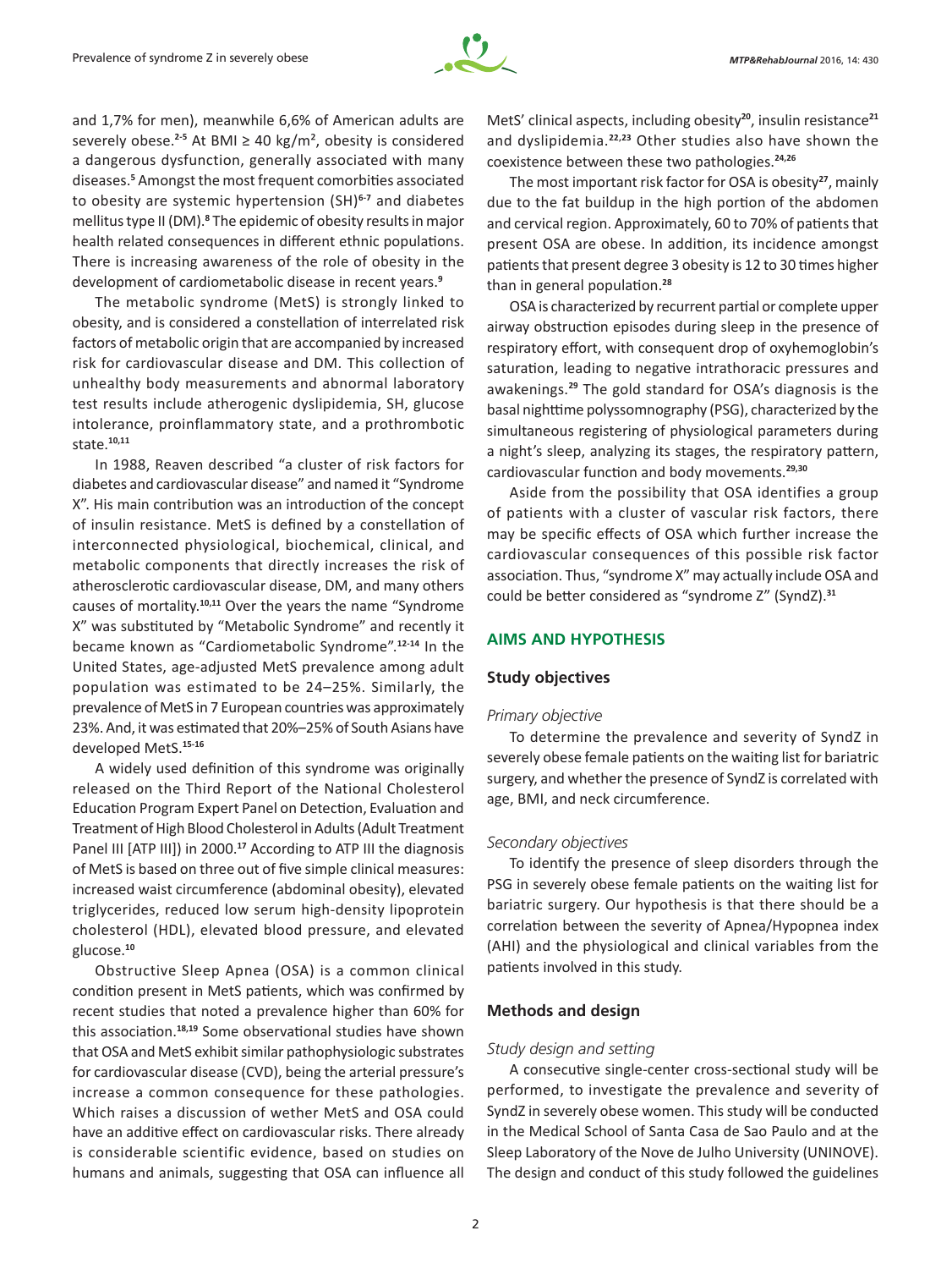and 1,7% for men), meanwhile 6,6% of American adults are severely obese.[2-5] At BMI ≥ 40 kg/m², obesity is considered a dangerous dysfunction, generally associated with many diseases.[5] Amongst the most frequent comorbities associated to obesity are systemic hypertension (SH)[6-7] and diabetes mellitus type II (DM).[8] The epidemic of obesity results in major health related consequences in different ethnic populations. There is increasing awareness of the role of obesity in the development of cardiometabolic disease in recent years.[9]

The metabolic syndrome (MetS) is strongly linked to obesity, and is considered a constellation of interrelated risk factors of metabolic origin that are accompanied by increased risk for cardiovascular disease and DM. This collection of unhealthy body measurements and abnormal laboratory test results include atherogenic dyslipidemia, SH, glucose intolerance, proinflammatory state, and a prothrombotic state.[10,11]

In 1988, Reaven described "a cluster of risk factors for diabetes and cardiovascular disease" and named it "Syndrome X". His main contribution was an introduction of the concept of insulin resistance. MetS is defined by a constellation of interconnected physiological, biochemical, clinical, and metabolic components that directly increases the risk of atherosclerotic cardiovascular disease, DM, and many others causes of mortality.[10,11] Over the years the name "Syndrome X" was substituted by "Metabolic Syndrome" and recently it became known as "Cardiometabolic Syndrome".[12-14] In the United States, age-adjusted MetS prevalence among adult population was estimated to be 24–25%. Similarly, the prevalence of MetS in 7 European countries was approximately 23%. And, it was estimated that 20%–25% of South Asians have developed MetS.[15-16]

A widely used definition of this syndrome was originally released on the Third Report of the National Cholesterol Education Program Expert Panel on Detection, Evaluation and Treatment of High Blood Cholesterol in Adults (Adult Treatment Panel III [ATP III]) in 2000.[17] According to ATP III the diagnosis of MetS is based on three out of five simple clinical measures: increased waist circumference (abdominal obesity), elevated triglycerides, reduced low serum high-density lipoprotein cholesterol (HDL), elevated blood pressure, and elevated glucose.[10]

Obstructive Sleep Apnea (OSA) is a common clinical condition present in MetS patients, which was confirmed by recent studies that noted a prevalence higher than 60% for this association.[18,19] Some observational studies have shown that OSA and MetS exhibit similar pathophysiologic substrates for cardiovascular disease (CVD), being the arterial pressure's increase a common consequence for these pathologies. Which raises a discussion of wether MetS and OSA could have an additive effect on cardiovascular risks. There already is considerable scientific evidence, based on studies on humans and animals, suggesting that OSA can influence all MetS' clinical aspects, including obesity[20], insulin resistance[21] and dyslipidemia.[22,23] Other studies also have shown the coexistence between these two pathologies.[24,26]

The most important risk factor for OSA is obesity[27], mainly due to the fat buildup in the high portion of the abdomen and cervical region. Approximately, 60 to 70% of patients that present OSA are obese. In addition, its incidence amongst patients that present degree 3 obesity is 12 to 30 times higher than in general population.[28]

OSA is characterized by recurrent partial or complete upper airway obstruction episodes during sleep in the presence of respiratory effort, with consequent drop of oxyhemoglobin's saturation, leading to negative intrathoracic pressures and awakenings.[29] The gold standard for OSA's diagnosis is the basal nighttime polyssomnography (PSG), characterized by the simultaneous registering of physiological parameters during a night's sleep, analyzing its stages, the respiratory pattern, cardiovascular function and body movements.[29,30]

Aside from the possibility that OSA identifies a group of patients with a cluster of vascular risk factors, there may be specific effects of OSA which further increase the cardiovascular consequences of this possible risk factor association. Thus, "syndrome X" may actually include OSA and could be better considered as "syndrome Z" (SyndZ).[31]

## AIMS AND HYPOTHESIS

### Study objectives

#### *Primary objective*

To determine the prevalence and severity of SyndZ in severely obese female patients on the waiting list for bariatric surgery, and whether the presence of SyndZ is correlated with age, BMI, and neck circumference.

#### *Secondary objectives*

To identify the presence of sleep disorders through the PSG in severely obese female patients on the waiting list for bariatric surgery. Our hypothesis is that there should be a correlation between the severity of Apnea/Hypopnea index (AHI) and the physiological and clinical variables from the patients involved in this study.

### Methods and design

#### *Study design and setting*

A consecutive single-center cross-sectional study will be performed, to investigate the prevalence and severity of SyndZ in severely obese women. This study will be conducted in the Medical School of Santa Casa de Sao Paulo and at the Sleep Laboratory of the Nove de Julho University (UNINOVE). The design and conduct of this study followed the guidelines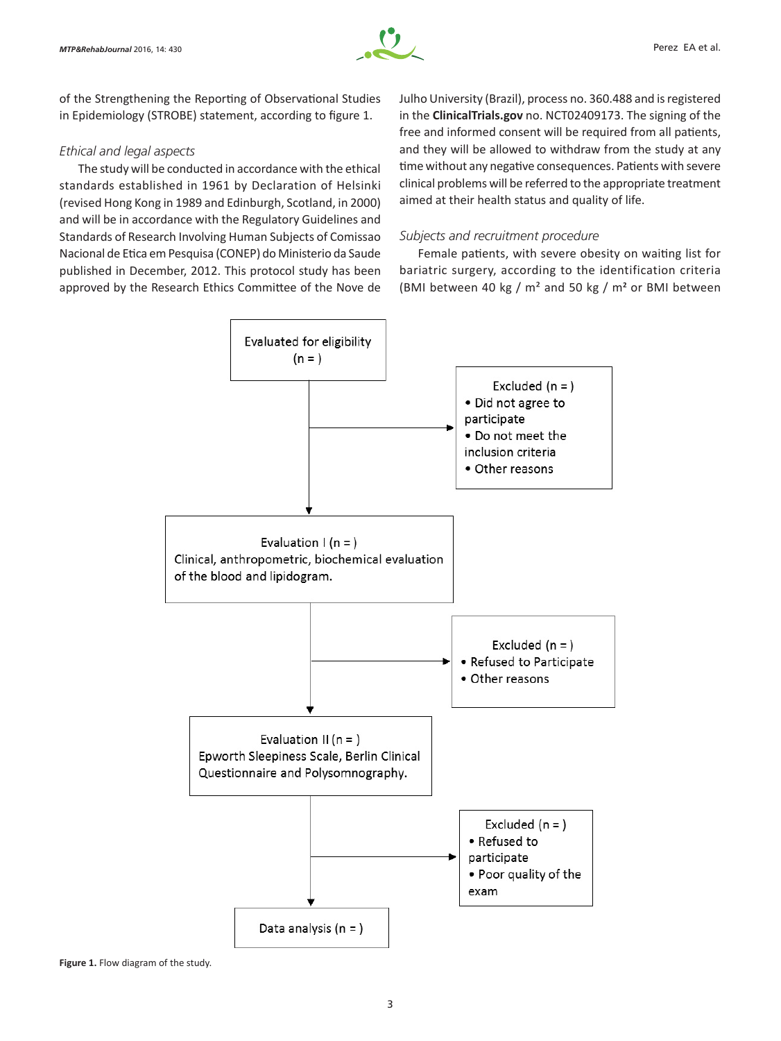of the Strengthening the Reporting of Observational Studies in Epidemiology (STROBE) statement, according to figure 1.

### *Ethical and legal aspects*

The study will be conducted in accordance with the ethical standards established in 1961 by Declaration of Helsinki (revised Hong Kong in 1989 and Edinburgh, Scotland, in 2000) and will be in accordance with the Regulatory Guidelines and Standards of Research Involving Human Subjects of Comissao Nacional de Etica em Pesquisa (CONEP) do Ministerio da Saude published in December, 2012. This protocol study has been approved by the Research Ethics Committee of the Nove de Julho University (Brazil), process no. 360.488 and is registered in the **ClinicalTrials.gov** no. NCT02409173. The signing of the free and informed consent will be required from all patients, and they will be allowed to withdraw from the study at any time without any negative consequences. Patients with severe clinical problems will be referred to the appropriate treatment aimed at their health status and quality of life.

### *Subjects and recruitment procedure*

Female patients, with severe obesity on waiting list for bariatric surgery, according to the identification criteria (BMI between 40 kg / m² and 50 kg / m² or BMI between

Evaluated for eligibility (n = )

→ Excluded (n = )
- Did not agree to participate
- Do not meet the inclusion criteria
- Other reasons

Evaluation I (n = )
Clinical, anthropometric, biochemical evaluation of the blood and lipidogram.

→ Excluded (n = )
- Refused to Participate
- Other reasons

Evaluation II (n = )
Epworth Sleepiness Scale, Berlin Clinical Questionnaire and Polysomnography.

→ Excluded (n = )
- Refused to participate
- Poor quality of the exam

Data analysis (n = )

**Figure 1.** Flow diagram of the study.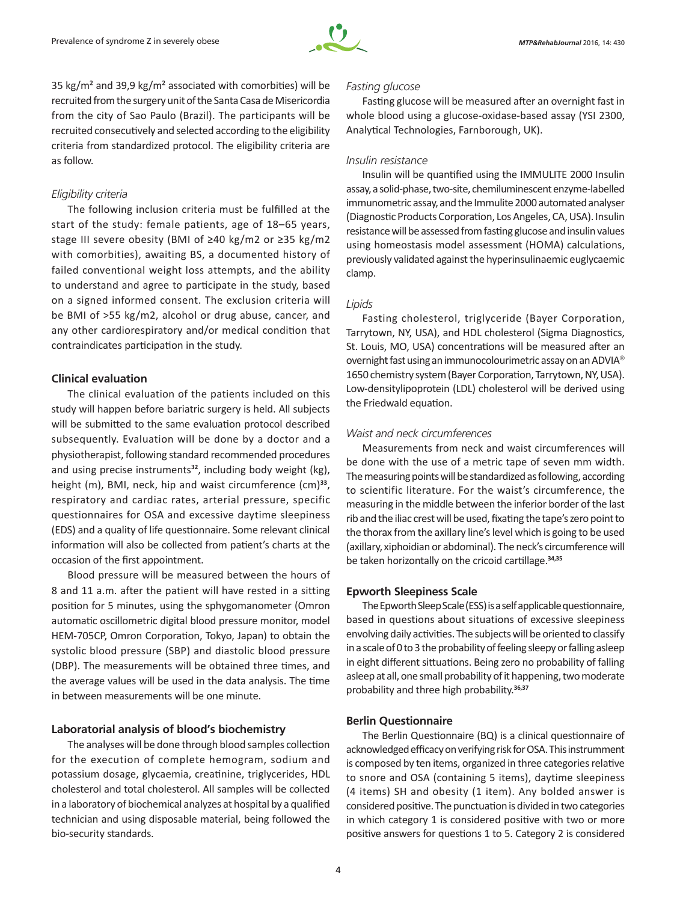35 kg/m² and 39,9 kg/m² associated with comorbities) will be recruited from the surgery unit of the Santa Casa de Misericordia from the city of Sao Paulo (Brazil). The participants will be recruited consecutively and selected according to the eligibility criteria from standardized protocol. The eligibility criteria are as follow.

### *Eligibility criteria*

The following inclusion criteria must be fulfilled at the start of the study: female patients, age of 18–65 years, stage III severe obesity (BMI of ≥40 kg/m2 or ≥35 kg/m2 with comorbities), awaiting BS, a documented history of failed conventional weight loss attempts, and the ability to understand and agree to participate in the study, based on a signed informed consent. The exclusion criteria will be BMI of >55 kg/m2, alcohol or drug abuse, cancer, and any other cardiorespiratory and/or medical condition that contraindicates participation in the study.

## Clinical evaluation

The clinical evaluation of the patients included on this study will happen before bariatric surgery is held. All subjects will be submitted to the same evaluation protocol described subsequently. Evaluation will be done by a doctor and a physiotherapist, following standard recommended procedures and using precise instruments[32], including body weight (kg), height (m), BMI, neck, hip and waist circumference (cm)[33], respiratory and cardiac rates, arterial pressure, specific questionnaires for OSA and excessive daytime sleepiness (EDS) and a quality of life questionnaire. Some relevant clinical information will also be collected from patient's charts at the occasion of the first appointment.

Blood pressure will be measured between the hours of 8 and 11 a.m. after the patient will have rested in a sitting position for 5 minutes, using the sphygomanometer (Omron automatic oscillometric digital blood pressure monitor, model HEM-705CP, Omron Corporation, Tokyo, Japan) to obtain the systolic blood pressure (SBP) and diastolic blood pressure (DBP). The measurements will be obtained three times, and the average values will be used in the data analysis. The time in between measurements will be one minute.

## Laboratorial analysis of blood's biochemistry

The analyses will be done through blood samples collection for the execution of complete hemogram, sodium and potassium dosage, glycaemia, creatinine, triglycerides, HDL cholesterol and total cholesterol. All samples will be collected in a laboratory of biochemical analyzes at hospital by a qualified technician and using disposable material, being followed the bio-security standards.

### *Fasting glucose*

Fasting glucose will be measured after an overnight fast in whole blood using a glucose-oxidase-based assay (YSI 2300, Analytical Technologies, Farnborough, UK).

### *Insulin resistance*

Insulin will be quantified using the IMMULITE 2000 Insulin assay, a solid-phase, two-site, chemiluminescent enzyme-labelled immunometric assay, and the Immulite 2000 automated analyser (Diagnostic Products Corporation, Los Angeles, CA, USA). Insulin resistance will be assessed from fasting glucose and insulin values using homeostasis model assessment (HOMA) calculations, previously validated against the hyperinsulinaemic euglycaemic clamp.

### *Lipids*

Fasting cholesterol, triglyceride (Bayer Corporation, Tarrytown, NY, USA), and HDL cholesterol (Sigma Diagnostics, St. Louis, MO, USA) concentrations will be measured after an overnight fast using an immunocolourimetric assay on an ADVIA® 1650 chemistry system (Bayer Corporation, Tarrytown, NY, USA). Low-densitylipoprotein (LDL) cholesterol will be derived using the Friedwald equation.

### *Waist and neck circumferences*

Measurements from neck and waist circumferences will be done with the use of a metric tape of seven mm width. The measuring points will be standardized as following, according to scientific literature. For the waist's circumference, the measuring in the middle between the inferior border of the last rib and the iliac crest will be used, fixating the tape's zero point to the thorax from the axillary line's level which is going to be used (axillary, xiphoidian or abdominal). The neck's circumference will be taken horizontally on the cricoid cartillage.[34,35]

## Epworth Sleepiness Scale

The Epworth Sleep Scale (ESS) is a self applicable questionnaire, based in questions about situations of excessive sleepiness envolving daily activities. The subjects will be oriented to classify in a scale of 0 to 3 the probability of feeling sleepy or falling asleep in eight different sittuations. Being zero no probability of falling asleep at all, one small probability of it happening, two moderate probability and three high probability.[36,37]

## Berlin Questionnaire

The Berlin Questionnaire (BQ) is a clinical questionnaire of acknowledged efficacy on verifying risk for OSA. This instrumment is composed by ten items, organized in three categories relative to snore and OSA (containing 5 items), daytime sleepiness (4 items) SH and obesity (1 item). Any bolded answer is considered positive. The punctuation is divided in two categories in which category 1 is considered positive with two or more positive answers for questions 1 to 5. Category 2 is considered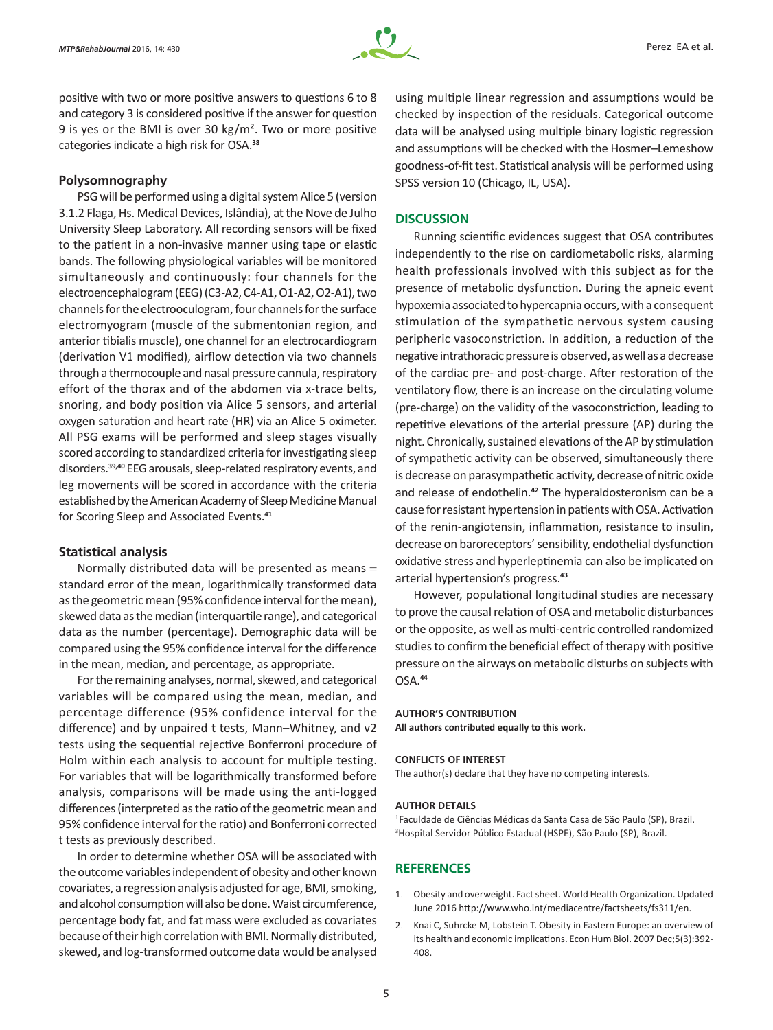positive with two or more positive answers to questions 6 to 8 and category 3 is considered positive if the answer for question 9 is yes or the BMI is over 30 kg/m². Two or more positive categories indicate a high risk for OSA.[38]

### Polysomnography

PSG will be performed using a digital system Alice 5 (version 3.1.2 Flaga, Hs. Medical Devices, Islândia), at the Nove de Julho University Sleep Laboratory. All recording sensors will be fixed to the patient in a non-invasive manner using tape or elastic bands. The following physiological variables will be monitored simultaneously and continuously: four channels for the electroencephalogram (EEG) (C3-A2, C4-A1, O1-A2, O2-A1), two channels for the electrooculogram, four channels for the surface electromyogram (muscle of the submentonian region, and anterior tibialis muscle), one channel for an electrocardiogram (derivation V1 modified), airflow detection via two channels through a thermocouple and nasal pressure cannula, respiratory effort of the thorax and of the abdomen via x-trace belts, snoring, and body position via Alice 5 sensors, and arterial oxygen saturation and heart rate (HR) via an Alice 5 oximeter. All PSG exams will be performed and sleep stages visually scored according to standardized criteria for investigating sleep disorders.[39,40] EEG arousals, sleep-related respiratory events, and leg movements will be scored in accordance with the criteria established by the American Academy of Sleep Medicine Manual for Scoring Sleep and Associated Events.[41]

### Statistical analysis

Normally distributed data will be presented as means ± standard error of the mean, logarithmically transformed data as the geometric mean (95% confidence interval for the mean), skewed data as the median (interquartile range), and categorical data as the number (percentage). Demographic data will be compared using the 95% confidence interval for the difference in the mean, median, and percentage, as appropriate.

For the remaining analyses, normal, skewed, and categorical variables will be compared using the mean, median, and percentage difference (95% confidence interval for the difference) and by unpaired t tests, Mann–Whitney, and v2 tests using the sequential rejective Bonferroni procedure of Holm within each analysis to account for multiple testing. For variables that will be logarithmically transformed before analysis, comparisons will be made using the anti-logged differences (interpreted as the ratio of the geometric mean and 95% confidence interval for the ratio) and Bonferroni corrected t tests as previously described.

In order to determine whether OSA will be associated with the outcome variables independent of obesity and other known covariates, a regression analysis adjusted for age, BMI, smoking, and alcohol consumption will also be done. Waist circumference, percentage body fat, and fat mass were excluded as covariates because of their high correlation with BMI. Normally distributed, skewed, and log-transformed outcome data would be analysed using multiple linear regression and assumptions would be checked by inspection of the residuals. Categorical outcome data will be analysed using multiple binary logistic regression and assumptions will be checked with the Hosmer–Lemeshow goodness-of-fit test. Statistical analysis will be performed using SPSS version 10 (Chicago, IL, USA).

## DISCUSSION

Running scientific evidences suggest that OSA contributes independently to the rise on cardiometabolic risks, alarming health professionals involved with this subject as for the presence of metabolic dysfunction. During the apneic event hypoxemia associated to hypercapnia occurs, with a consequent stimulation of the sympathetic nervous system causing peripheric vasoconstriction. In addition, a reduction of the negative intrathoracic pressure is observed, as well as a decrease of the cardiac pre- and post-charge. After restoration of the ventilatory flow, there is an increase on the circulating volume (pre-charge) on the validity of the vasoconstriction, leading to repetitive elevations of the arterial pressure (AP) during the night. Chronically, sustained elevations of the AP by stimulation of sympathetic activity can be observed, simultaneously there is decrease on parasympathetic activity, decrease of nitric oxide and release of endothelin.[42] The hyperaldosteronism can be a cause for resistant hypertension in patients with OSA. Activation of the renin-angiotensin, inflammation, resistance to insulin, decrease on baroreceptors' sensibility, endothelial dysfunction oxidative stress and hyperleptinemia can also be implicated on arterial hypertension's progress.[43]

However, populational longitudinal studies are necessary to prove the causal relation of OSA and metabolic disturbances or the opposite, as well as multi-centric controlled randomized studies to confirm the beneficial effect of therapy with positive pressure on the airways on metabolic disturbs on subjects with OSA.[44]

**AUTHOR'S CONTRIBUTION**

**All authors contributed equally to this work.**

**CONFLICTS OF INTEREST**

The author(s) declare that they have no competing interests.

**AUTHOR DETAILS**

[1]Faculdade de Ciências Médicas da Santa Casa de São Paulo (SP), Brazil.
[3]Hospital Servidor Público Estadual (HSPE), São Paulo (SP), Brazil.

## REFERENCES

1. Obesity and overweight. Fact sheet. World Health Organization. Updated June 2016 http://www.who.int/mediacentre/factsheets/fs311/en.
2. Knai C, Suhrcke M, Lobstein T. Obesity in Eastern Europe: an overview of its health and economic implications. Econ Hum Biol. 2007 Dec;5(3):392-408.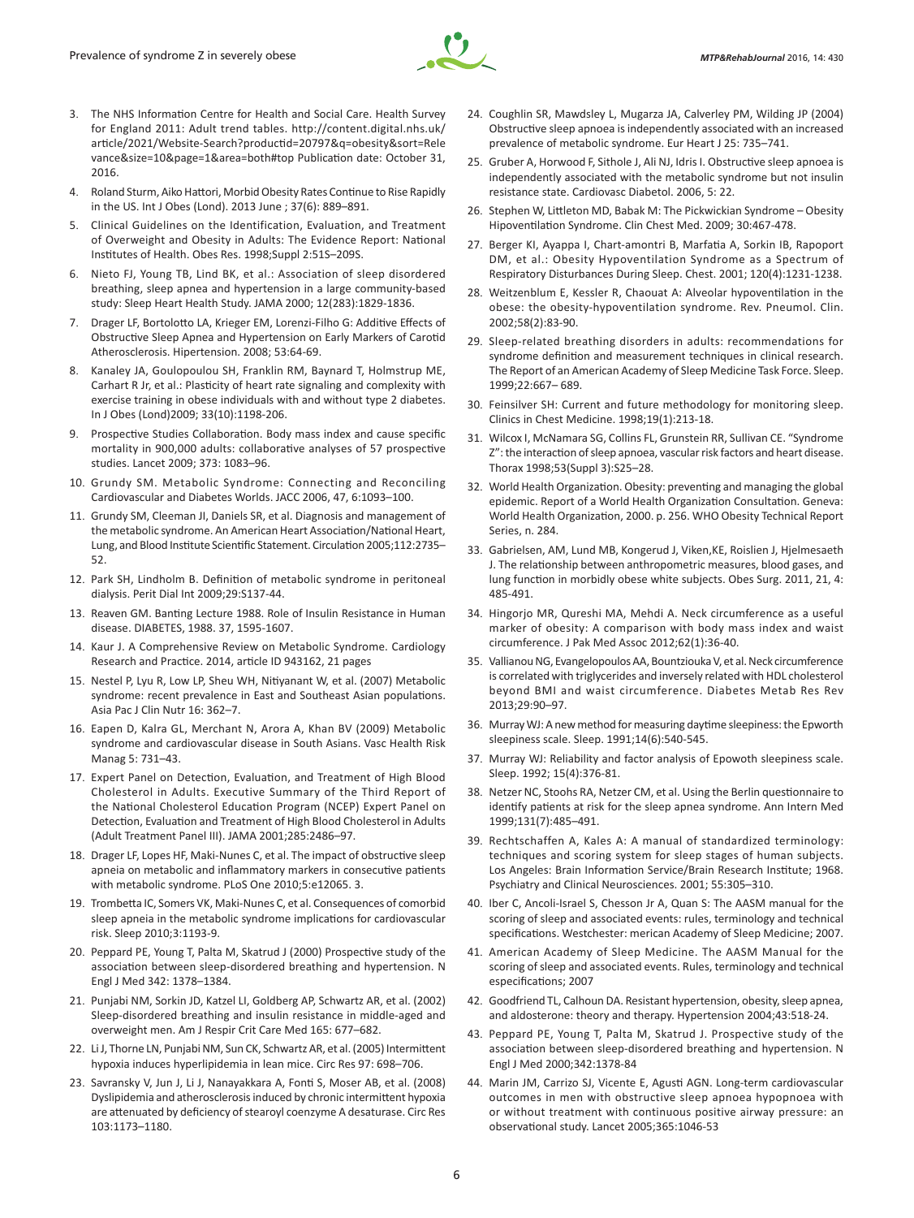3. The NHS Information Centre for Health and Social Care. Health Survey for England 2011: Adult trend tables. http://content.digital.nhs.uk/article/2021/Website-Search?productid=20797&q=obesity&sort=Relevance&size=10&page=1&area=both#top Publication date: October 31, 2016.
4. Roland Sturm, Aiko Hattori, Morbid Obesity Rates Continue to Rise Rapidly in the US. Int J Obes (Lond). 2013 June ; 37(6): 889–891.
5. Clinical Guidelines on the Identification, Evaluation, and Treatment of Overweight and Obesity in Adults: The Evidence Report: National Institutes of Health. Obes Res. 1998;Suppl 2:51S–209S.
6. Nieto FJ, Young TB, Lind BK, et al.: Association of sleep disordered breathing, sleep apnea and hypertension in a large community-based study: Sleep Heart Health Study. JAMA 2000; 12(283):1829-1836.
7. Drager LF, Bortolotto LA, Krieger EM, Lorenzi-Filho G: Additive Effects of Obstructive Sleep Apnea and Hypertension on Early Markers of Carotid Atherosclerosis. Hipertension. 2008; 53:64-69.
8. Kanaley JA, Goulopoulou SH, Franklin RM, Baynard T, Holmstrup ME, Carhart R Jr, et al.: Plasticity of heart rate signaling and complexity with exercise training in obese individuals with and without type 2 diabetes. In J Obes (Lond)2009; 33(10):1198-206.
9. Prospective Studies Collaboration. Body mass index and cause specific mortality in 900,000 adults: collaborative analyses of 57 prospective studies. Lancet 2009; 373: 1083–96.
10. Grundy SM. Metabolic Syndrome: Connecting and Reconciling Cardiovascular and Diabetes Worlds. JACC 2006, 47, 6:1093–100.
11. Grundy SM, Cleeman JI, Daniels SR, et al. Diagnosis and management of the metabolic syndrome. An American Heart Association/National Heart, Lung, and Blood Institute Scientific Statement. Circulation 2005;112:2735–52.
12. Park SH, Lindholm B. Definition of metabolic syndrome in peritoneal dialysis. Perit Dial Int 2009;29:S137-44.
13. Reaven GM. Banting Lecture 1988. Role of Insulin Resistance in Human disease. DIABETES, 1988. 37, 1595-1607.
14. Kaur J. A Comprehensive Review on Metabolic Syndrome. Cardiology Research and Practice. 2014, article ID 943162, 21 pages
15. Nestel P, Lyu R, Low LP, Sheu WH, Nitiyanant W, et al. (2007) Metabolic syndrome: recent prevalence in East and Southeast Asian populations. Asia Pac J Clin Nutr 16: 362–7.
16. Eapen D, Kalra GL, Merchant N, Arora A, Khan BV (2009) Metabolic syndrome and cardiovascular disease in South Asians. Vasc Health Risk Manag 5: 731–43.
17. Expert Panel on Detection, Evaluation, and Treatment of High Blood Cholesterol in Adults. Executive Summary of the Third Report of the National Cholesterol Education Program (NCEP) Expert Panel on Detection, Evaluation and Treatment of High Blood Cholesterol in Adults (Adult Treatment Panel III). JAMA 2001;285:2486–97.
18. Drager LF, Lopes HF, Maki-Nunes C, et al. The impact of obstructive sleep apneia on metabolic and inflammatory markers in consecutive patients with metabolic syndrome. PLoS One 2010;5:e12065. 3.
19. Trombetta IC, Somers VK, Maki-Nunes C, et al. Consequences of comorbid sleep apneia in the metabolic syndrome implications for cardiovascular risk. Sleep 2010;3:1193-9.
20. Peppard PE, Young T, Palta M, Skatrud J (2000) Prospective study of the association between sleep-disordered breathing and hypertension. N Engl J Med 342: 1378–1384.
21. Punjabi NM, Sorkin JD, Katzel LI, Goldberg AP, Schwartz AR, et al. (2002) Sleep-disordered breathing and insulin resistance in middle-aged and overweight men. Am J Respir Crit Care Med 165: 677–682.
22. Li J, Thorne LN, Punjabi NM, Sun CK, Schwartz AR, et al. (2005) Intermittent hypoxia induces hyperlipidemia in lean mice. Circ Res 97: 698–706.
23. Savransky V, Jun J, Li J, Nanayakkara A, Fonti S, Moser AB, et al. (2008) Dyslipidemia and atherosclerosis induced by chronic intermittent hypoxia are attenuated by deficiency of stearoyl coenzyme A desaturase. Circ Res 103:1173–1180.
24. Coughlin SR, Mawdsley L, Mugarza JA, Calverley PM, Wilding JP (2004) Obstructive sleep apnoea is independently associated with an increased prevalence of metabolic syndrome. Eur Heart J 25: 735–741.
25. Gruber A, Horwood F, Sithole J, Ali NJ, Idris I. Obstructive sleep apnoea is independently associated with the metabolic syndrome but not insulin resistance state. Cardiovasc Diabetol. 2006, 5: 22.
26. Stephen W, Littleton MD, Babak M: The Pickwickian Syndrome – Obesity Hipoventilation Syndrome. Clin Chest Med. 2009; 30:467-478.
27. Berger KI, Ayappa I, Chart-amontri B, Marfatia A, Sorkin IB, Rapoport DM, et al.: Obesity Hypoventilation Syndrome as a Spectrum of Respiratory Disturbances During Sleep. Chest. 2001; 120(4):1231-1238.
28. Weitzenblum E, Kessler R, Chaouat A: Alveolar hypoventilation in the obese: the obesity-hypoventilation syndrome. Rev. Pneumol. Clin. 2002;58(2):83-90.
29. Sleep-related breathing disorders in adults: recommendations for syndrome definition and measurement techniques in clinical research. The Report of an American Academy of Sleep Medicine Task Force. Sleep. 1999;22:667– 689.
30. Feinsilver SH: Current and future methodology for monitoring sleep. Clinics in Chest Medicine. 1998;19(1):213-18.
31. Wilcox I, McNamara SG, Collins FL, Grunstein RR, Sullivan CE. "Syndrome Z": the interaction of sleep apnoea, vascular risk factors and heart disease. Thorax 1998;53(Suppl 3):S25–28.
32. World Health Organization. Obesity: preventing and managing the global epidemic. Report of a World Health Organization Consultation. Geneva: World Health Organization, 2000. p. 256. WHO Obesity Technical Report Series, n. 284.
33. Gabrielsen, AM, Lund MB, Kongerud J, Viken,KE, Roislien J, Hjelmesaeth J. The relationship between anthropometric measures, blood gases, and lung function in morbidly obese white subjects. Obes Surg. 2011, 21, 4: 485-491.
34. Hingorjo MR, Qureshi MA, Mehdi A. Neck circumference as a useful marker of obesity: A comparison with body mass index and waist circumference. J Pak Med Assoc 2012;62(1):36-40.
35. Vallianou NG, Evangelopoulos AA, Bountziouka V, et al. Neck circumference is correlated with triglycerides and inversely related with HDL cholesterol beyond BMI and waist circumference. Diabetes Metab Res Rev 2013;29:90–97.
36. Murray WJ: A new method for measuring daytime sleepiness: the Epworth sleepiness scale. Sleep. 1991;14(6):540-545.
37. Murray WJ: Reliability and factor analysis of Epowoth sleepiness scale. Sleep. 1992; 15(4):376-81.
38. Netzer NC, Stoohs RA, Netzer CM, et al. Using the Berlin questionnaire to identify patients at risk for the sleep apnea syndrome. Ann Intern Med 1999;131(7):485–491.
39. Rechtschaffen A, Kales A: A manual of standardized terminology: techniques and scoring system for sleep stages of human subjects. Los Angeles: Brain Information Service/Brain Research Institute; 1968. Psychiatry and Clinical Neurosciences. 2001; 55:305–310.
40. Iber C, Ancoli-Israel S, Chesson Jr A, Quan S: The AASM manual for the scoring of sleep and associated events: rules, terminology and technical specifications. Westchester: merican Academy of Sleep Medicine; 2007.
41. American Academy of Sleep Medicine. The AASM Manual for the scoring of sleep and associated events. Rules, terminology and technical especifications; 2007
42. Goodfriend TL, Calhoun DA. Resistant hypertension, obesity, sleep apnea, and aldosterone: theory and therapy. Hypertension 2004;43:518-24.
43. Peppard PE, Young T, Palta M, Skatrud J. Prospective study of the association between sleep-disordered breathing and hypertension. N Engl J Med 2000;342:1378-84
44. Marin JM, Carrizo SJ, Vicente E, Agusti AGN. Long-term cardiovascular outcomes in men with obstructive sleep apnoea hypopnoea with or without treatment with continuous positive airway pressure: an observational study. Lancet 2005;365:1046-53